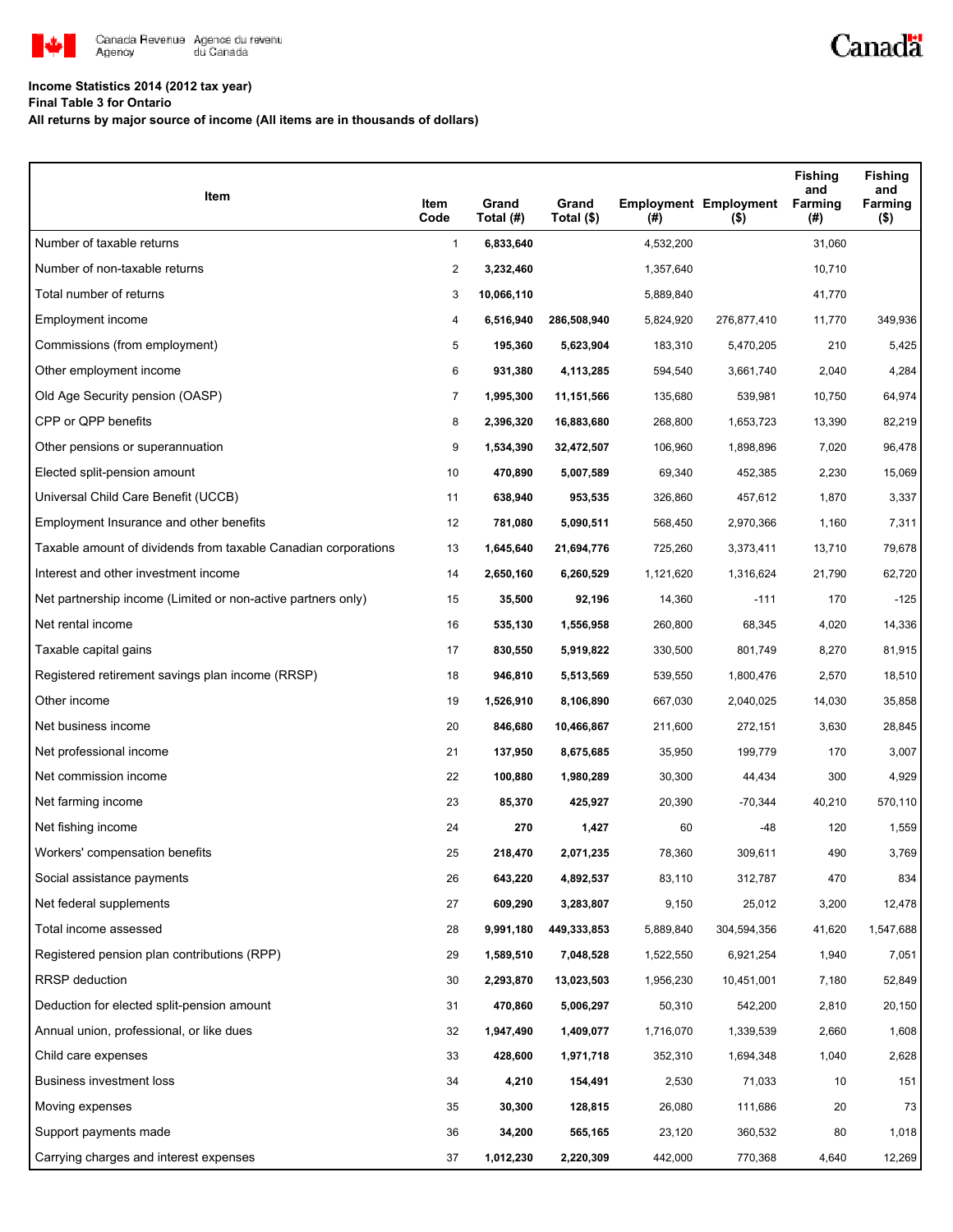Canada Revenue Agency / Agence du revenu du Canada

Canada

**Income Statistics 2014 (2012 tax year)**

**Final Table 3 for Ontario**

**All returns by major source of income (All items are in thousands of dollars)**

| Item | Item Code | Grand Total (#) | Grand Total ($) | Employment (#) | Employment ($) | Fishing and Farming (#) | Fishing and Farming ($) |
|---|---|---|---|---|---|---|---|
| Number of taxable returns | 1 | **6,833,640** | | 4,532,200 | | 31,060 | |
| Number of non-taxable returns | 2 | **3,232,460** | | 1,357,640 | | 10,710 | |
| Total number of returns | 3 | **10,066,110** | | 5,889,840 | | 41,770 | |
| Employment income | 4 | **6,516,940** | **286,508,940** | 5,824,920 | 276,877,410 | 11,770 | 349,936 |
| Commissions (from employment) | 5 | **195,360** | **5,623,904** | 183,310 | 5,470,205 | 210 | 5,425 |
| Other employment income | 6 | **931,380** | **4,113,285** | 594,540 | 3,661,740 | 2,040 | 4,284 |
| Old Age Security pension (OASP) | 7 | **1,995,300** | **11,151,566** | 135,680 | 539,981 | 10,750 | 64,974 |
| CPP or QPP benefits | 8 | **2,396,320** | **16,883,680** | 268,800 | 1,653,723 | 13,390 | 82,219 |
| Other pensions or superannuation | 9 | **1,534,390** | **32,472,507** | 106,960 | 1,898,896 | 7,020 | 96,478 |
| Elected split-pension amount | 10 | **470,890** | **5,007,589** | 69,340 | 452,385 | 2,230 | 15,069 |
| Universal Child Care Benefit (UCCB) | 11 | **638,940** | **953,535** | 326,860 | 457,612 | 1,870 | 3,337 |
| Employment Insurance and other benefits | 12 | **781,080** | **5,090,511** | 568,450 | 2,970,366 | 1,160 | 7,311 |
| Taxable amount of dividends from taxable Canadian corporations | 13 | **1,645,640** | **21,694,776** | 725,260 | 3,373,411 | 13,710 | 79,678 |
| Interest and other investment income | 14 | **2,650,160** | **6,260,529** | 1,121,620 | 1,316,624 | 21,790 | 62,720 |
| Net partnership income (Limited or non-active partners only) | 15 | **35,500** | **92,196** | 14,360 | -111 | 170 | -125 |
| Net rental income | 16 | **535,130** | **1,556,958** | 260,800 | 68,345 | 4,020 | 14,336 |
| Taxable capital gains | 17 | **830,550** | **5,919,822** | 330,500 | 801,749 | 8,270 | 81,915 |
| Registered retirement savings plan income (RRSP) | 18 | **946,810** | **5,513,569** | 539,550 | 1,800,476 | 2,570 | 18,510 |
| Other income | 19 | **1,526,910** | **8,106,890** | 667,030 | 2,040,025 | 14,030 | 35,858 |
| Net business income | 20 | **846,680** | **10,466,867** | 211,600 | 272,151 | 3,630 | 28,845 |
| Net professional income | 21 | **137,950** | **8,675,685** | 35,950 | 199,779 | 170 | 3,007 |
| Net commission income | 22 | **100,880** | **1,980,289** | 30,300 | 44,434 | 300 | 4,929 |
| Net farming income | 23 | **85,370** | **425,927** | 20,390 | -70,344 | 40,210 | 570,110 |
| Net fishing income | 24 | **270** | **1,427** | 60 | -48 | 120 | 1,559 |
| Workers' compensation benefits | 25 | **218,470** | **2,071,235** | 78,360 | 309,611 | 490 | 3,769 |
| Social assistance payments | 26 | **643,220** | **4,892,537** | 83,110 | 312,787 | 470 | 834 |
| Net federal supplements | 27 | **609,290** | **3,283,807** | 9,150 | 25,012 | 3,200 | 12,478 |
| Total income assessed | 28 | **9,991,180** | **449,333,853** | 5,889,840 | 304,594,356 | 41,620 | 1,547,688 |
| Registered pension plan contributions (RPP) | 29 | **1,589,510** | **7,048,528** | 1,522,550 | 6,921,254 | 1,940 | 7,051 |
| RRSP deduction | 30 | **2,293,870** | **13,023,503** | 1,956,230 | 10,451,001 | 7,180 | 52,849 |
| Deduction for elected split-pension amount | 31 | **470,860** | **5,006,297** | 50,310 | 542,200 | 2,810 | 20,150 |
| Annual union, professional, or like dues | 32 | **1,947,490** | **1,409,077** | 1,716,070 | 1,339,539 | 2,660 | 1,608 |
| Child care expenses | 33 | **428,600** | **1,971,718** | 352,310 | 1,694,348 | 1,040 | 2,628 |
| Business investment loss | 34 | **4,210** | **154,491** | 2,530 | 71,033 | 10 | 151 |
| Moving expenses | 35 | **30,300** | **128,815** | 26,080 | 111,686 | 20 | 73 |
| Support payments made | 36 | **34,200** | **565,165** | 23,120 | 360,532 | 80 | 1,018 |
| Carrying charges and interest expenses | 37 | **1,012,230** | **2,220,309** | 442,000 | 770,368 | 4,640 | 12,269 |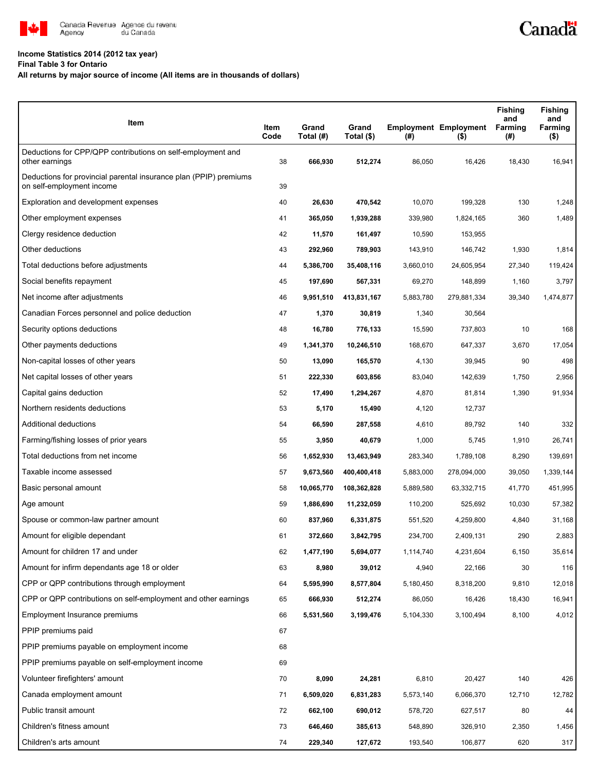**Income Statistics 2014 (2012 tax year)**

**Final Table 3 for Ontario**

**All returns by major source of income (All items are in thousands of dollars)**

| Item | Item Code | Grand Total (#) | Grand Total ($) | Employment (#) | Employment ($) | Fishing and Farming (#) | Fishing and Farming ($) |
|---|---|---|---|---|---|---|---|
| Deductions for CPP/QPP contributions on self-employment and other earnings | 38 | **666,930** | **512,274** | 86,050 | 16,426 | 18,430 | 16,941 |
| Deductions for provincial parental insurance plan (PPIP) premiums on self-employment income | 39 | | | | | | |
| Exploration and development expenses | 40 | **26,630** | **470,542** | 10,070 | 199,328 | 130 | 1,248 |
| Other employment expenses | 41 | **365,050** | **1,939,288** | 339,980 | 1,824,165 | 360 | 1,489 |
| Clergy residence deduction | 42 | **11,570** | **161,497** | 10,590 | 153,955 | | |
| Other deductions | 43 | **292,960** | **789,903** | 143,910 | 146,742 | 1,930 | 1,814 |
| Total deductions before adjustments | 44 | **5,386,700** | **35,408,116** | 3,660,010 | 24,605,954 | 27,340 | 119,424 |
| Social benefits repayment | 45 | **197,690** | **567,331** | 69,270 | 148,899 | 1,160 | 3,797 |
| Net income after adjustments | 46 | **9,951,510** | **413,831,167** | 5,883,780 | 279,881,334 | 39,340 | 1,474,877 |
| Canadian Forces personnel and police deduction | 47 | **1,370** | **30,819** | 1,340 | 30,564 | | |
| Security options deductions | 48 | **16,780** | **776,133** | 15,590 | 737,803 | 10 | 168 |
| Other payments deductions | 49 | **1,341,370** | **10,246,510** | 168,670 | 647,337 | 3,670 | 17,054 |
| Non-capital losses of other years | 50 | **13,090** | **165,570** | 4,130 | 39,945 | 90 | 498 |
| Net capital losses of other years | 51 | **222,330** | **603,856** | 83,040 | 142,639 | 1,750 | 2,956 |
| Capital gains deduction | 52 | **17,490** | **1,294,267** | 4,870 | 81,814 | 1,390 | 91,934 |
| Northern residents deductions | 53 | **5,170** | **15,490** | 4,120 | 12,737 | | |
| Additional deductions | 54 | **66,590** | **287,558** | 4,610 | 89,792 | 140 | 332 |
| Farming/fishing losses of prior years | 55 | **3,950** | **40,679** | 1,000 | 5,745 | 1,910 | 26,741 |
| Total deductions from net income | 56 | **1,652,930** | **13,463,949** | 283,340 | 1,789,108 | 8,290 | 139,691 |
| Taxable income assessed | 57 | **9,673,560** | **400,400,418** | 5,883,000 | 278,094,000 | 39,050 | 1,339,144 |
| Basic personal amount | 58 | **10,065,770** | **108,362,828** | 5,889,580 | 63,332,715 | 41,770 | 451,995 |
| Age amount | 59 | **1,886,690** | **11,232,059** | 110,200 | 525,692 | 10,030 | 57,382 |
| Spouse or common-law partner amount | 60 | **837,960** | **6,331,875** | 551,520 | 4,259,800 | 4,840 | 31,168 |
| Amount for eligible dependant | 61 | **372,660** | **3,842,795** | 234,700 | 2,409,131 | 290 | 2,883 |
| Amount for children 17 and under | 62 | **1,477,190** | **5,694,077** | 1,114,740 | 4,231,604 | 6,150 | 35,614 |
| Amount for infirm dependants age 18 or older | 63 | **8,980** | **39,012** | 4,940 | 22,166 | 30 | 116 |
| CPP or QPP contributions through employment | 64 | **5,595,990** | **8,577,804** | 5,180,450 | 8,318,200 | 9,810 | 12,018 |
| CPP or QPP contributions on self-employment and other earnings | 65 | **666,930** | **512,274** | 86,050 | 16,426 | 18,430 | 16,941 |
| Employment Insurance premiums | 66 | **5,531,560** | **3,199,476** | 5,104,330 | 3,100,494 | 8,100 | 4,012 |
| PPIP premiums paid | 67 | | | | | | |
| PPIP premiums payable on employment income | 68 | | | | | | |
| PPIP premiums payable on self-employment income | 69 | | | | | | |
| Volunteer firefighters' amount | 70 | **8,090** | **24,281** | 6,810 | 20,427 | 140 | 426 |
| Canada employment amount | 71 | **6,509,020** | **6,831,283** | 5,573,140 | 6,066,370 | 12,710 | 12,782 |
| Public transit amount | 72 | **662,100** | **690,012** | 578,720 | 627,517 | 80 | 44 |
| Children's fitness amount | 73 | **646,460** | **385,613** | 548,890 | 326,910 | 2,350 | 1,456 |
| Children's arts amount | 74 | **229,340** | **127,672** | 193,540 | 106,877 | 620 | 317 |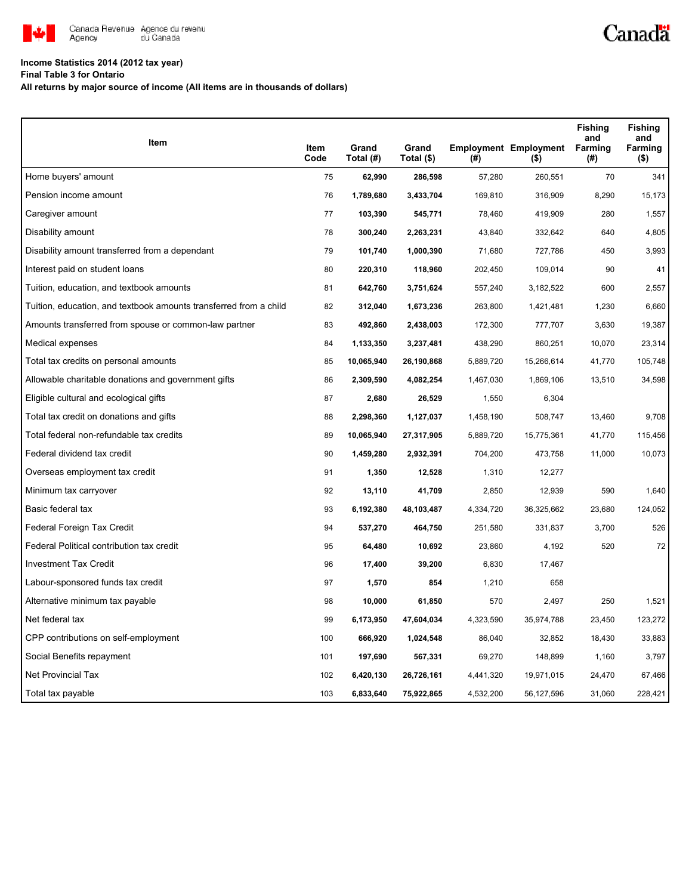**Income Statistics 2014 (2012 tax year)**
**Final Table 3 for Ontario**
**All returns by major source of income (All items are in thousands of dollars)**

| Item | Item Code | Grand Total (#) | Grand Total ($) | Employment (#) | Employment ($) | Fishing and Farming (#) | Fishing and Farming ($) |
|---|---|---|---|---|---|---|---|
| Home buyers' amount | 75 | **62,990** | **286,598** | 57,280 | 260,551 | 70 | 341 |
| Pension income amount | 76 | **1,789,680** | **3,433,704** | 169,810 | 316,909 | 8,290 | 15,173 |
| Caregiver amount | 77 | **103,390** | **545,771** | 78,460 | 419,909 | 280 | 1,557 |
| Disability amount | 78 | **300,240** | **2,263,231** | 43,840 | 332,642 | 640 | 4,805 |
| Disability amount transferred from a dependant | 79 | **101,740** | **1,000,390** | 71,680 | 727,786 | 450 | 3,993 |
| Interest paid on student loans | 80 | **220,310** | **118,960** | 202,450 | 109,014 | 90 | 41 |
| Tuition, education, and textbook amounts | 81 | **642,760** | **3,751,624** | 557,240 | 3,182,522 | 600 | 2,557 |
| Tuition, education, and textbook amounts transferred from a child | 82 | **312,040** | **1,673,236** | 263,800 | 1,421,481 | 1,230 | 6,660 |
| Amounts transferred from spouse or common-law partner | 83 | **492,860** | **2,438,003** | 172,300 | 777,707 | 3,630 | 19,387 |
| Medical expenses | 84 | **1,133,350** | **3,237,481** | 438,290 | 860,251 | 10,070 | 23,314 |
| Total tax credits on personal amounts | 85 | **10,065,940** | **26,190,868** | 5,889,720 | 15,266,614 | 41,770 | 105,748 |
| Allowable charitable donations and government gifts | 86 | **2,309,590** | **4,082,254** | 1,467,030 | 1,869,106 | 13,510 | 34,598 |
| Eligible cultural and ecological gifts | 87 | **2,680** | **26,529** | 1,550 | 6,304 | | |
| Total tax credit on donations and gifts | 88 | **2,298,360** | **1,127,037** | 1,458,190 | 508,747 | 13,460 | 9,708 |
| Total federal non-refundable tax credits | 89 | **10,065,940** | **27,317,905** | 5,889,720 | 15,775,361 | 41,770 | 115,456 |
| Federal dividend tax credit | 90 | **1,459,280** | **2,932,391** | 704,200 | 473,758 | 11,000 | 10,073 |
| Overseas employment tax credit | 91 | **1,350** | **12,528** | 1,310 | 12,277 | | |
| Minimum tax carryover | 92 | **13,110** | **41,709** | 2,850 | 12,939 | 590 | 1,640 |
| Basic federal tax | 93 | **6,192,380** | **48,103,487** | 4,334,720 | 36,325,662 | 23,680 | 124,052 |
| Federal Foreign Tax Credit | 94 | **537,270** | **464,750** | 251,580 | 331,837 | 3,700 | 526 |
| Federal Political contribution tax credit | 95 | **64,480** | **10,692** | 23,860 | 4,192 | 520 | 72 |
| Investment Tax Credit | 96 | **17,400** | **39,200** | 6,830 | 17,467 | | |
| Labour-sponsored funds tax credit | 97 | **1,570** | **854** | 1,210 | 658 | | |
| Alternative minimum tax payable | 98 | **10,000** | **61,850** | 570 | 2,497 | 250 | 1,521 |
| Net federal tax | 99 | **6,173,950** | **47,604,034** | 4,323,590 | 35,974,788 | 23,450 | 123,272 |
| CPP contributions on self-employment | 100 | **666,920** | **1,024,548** | 86,040 | 32,852 | 18,430 | 33,883 |
| Social Benefits repayment | 101 | **197,690** | **567,331** | 69,270 | 148,899 | 1,160 | 3,797 |
| Net Provincial Tax | 102 | **6,420,130** | **26,726,161** | 4,441,320 | 19,971,015 | 24,470 | 67,466 |
| Total tax payable | 103 | **6,833,640** | **75,922,865** | 4,532,200 | 56,127,596 | 31,060 | 228,421 |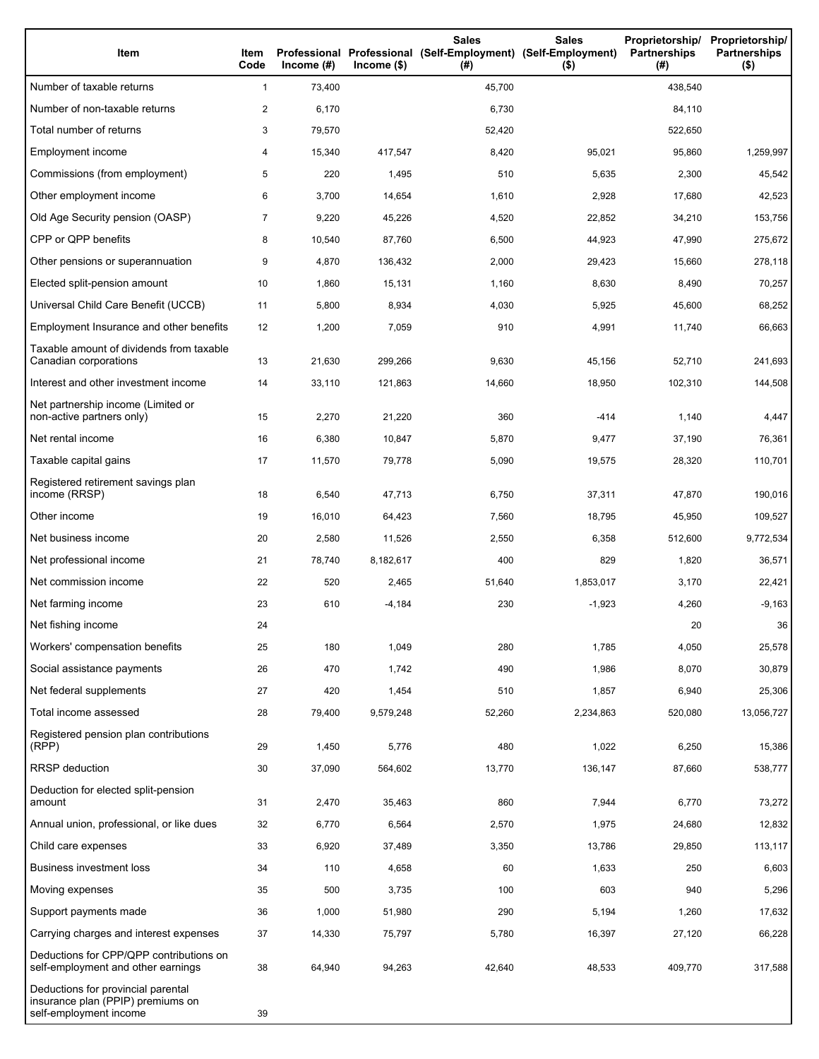| Item | Item Code | Professional Income (#) | Professional Income ($) | Sales (Self-Employment) (#) | Sales (Self-Employment) ($) | Proprietorship/ Partnerships (#) | Proprietorship/ Partnerships ($) |
|---|---|---|---|---|---|---|---|
| Number of taxable returns | 1 | 73,400 | | 45,700 | | 438,540 | |
| Number of non-taxable returns | 2 | 6,170 | | 6,730 | | 84,110 | |
| Total number of returns | 3 | 79,570 | | 52,420 | | 522,650 | |
| Employment income | 4 | 15,340 | 417,547 | 8,420 | 95,021 | 95,860 | 1,259,997 |
| Commissions (from employment) | 5 | 220 | 1,495 | 510 | 5,635 | 2,300 | 45,542 |
| Other employment income | 6 | 3,700 | 14,654 | 1,610 | 2,928 | 17,680 | 42,523 |
| Old Age Security pension (OASP) | 7 | 9,220 | 45,226 | 4,520 | 22,852 | 34,210 | 153,756 |
| CPP or QPP benefits | 8 | 10,540 | 87,760 | 6,500 | 44,923 | 47,990 | 275,672 |
| Other pensions or superannuation | 9 | 4,870 | 136,432 | 2,000 | 29,423 | 15,660 | 278,118 |
| Elected split-pension amount | 10 | 1,860 | 15,131 | 1,160 | 8,630 | 8,490 | 70,257 |
| Universal Child Care Benefit (UCCB) | 11 | 5,800 | 8,934 | 4,030 | 5,925 | 45,600 | 68,252 |
| Employment Insurance and other benefits | 12 | 1,200 | 7,059 | 910 | 4,991 | 11,740 | 66,663 |
| Taxable amount of dividends from taxable Canadian corporations | 13 | 21,630 | 299,266 | 9,630 | 45,156 | 52,710 | 241,693 |
| Interest and other investment income | 14 | 33,110 | 121,863 | 14,660 | 18,950 | 102,310 | 144,508 |
| Net partnership income (Limited or non-active partners only) | 15 | 2,270 | 21,220 | 360 | -414 | 1,140 | 4,447 |
| Net rental income | 16 | 6,380 | 10,847 | 5,870 | 9,477 | 37,190 | 76,361 |
| Taxable capital gains | 17 | 11,570 | 79,778 | 5,090 | 19,575 | 28,320 | 110,701 |
| Registered retirement savings plan income (RRSP) | 18 | 6,540 | 47,713 | 6,750 | 37,311 | 47,870 | 190,016 |
| Other income | 19 | 16,010 | 64,423 | 7,560 | 18,795 | 45,950 | 109,527 |
| Net business income | 20 | 2,580 | 11,526 | 2,550 | 6,358 | 512,600 | 9,772,534 |
| Net professional income | 21 | 78,740 | 8,182,617 | 400 | 829 | 1,820 | 36,571 |
| Net commission income | 22 | 520 | 2,465 | 51,640 | 1,853,017 | 3,170 | 22,421 |
| Net farming income | 23 | 610 | -4,184 | 230 | -1,923 | 4,260 | -9,163 |
| Net fishing income | 24 | | | | | 20 | 36 |
| Workers' compensation benefits | 25 | 180 | 1,049 | 280 | 1,785 | 4,050 | 25,578 |
| Social assistance payments | 26 | 470 | 1,742 | 490 | 1,986 | 8,070 | 30,879 |
| Net federal supplements | 27 | 420 | 1,454 | 510 | 1,857 | 6,940 | 25,306 |
| Total income assessed | 28 | 79,400 | 9,579,248 | 52,260 | 2,234,863 | 520,080 | 13,056,727 |
| Registered pension plan contributions (RPP) | 29 | 1,450 | 5,776 | 480 | 1,022 | 6,250 | 15,386 |
| RRSP deduction | 30 | 37,090 | 564,602 | 13,770 | 136,147 | 87,660 | 538,777 |
| Deduction for elected split-pension amount | 31 | 2,470 | 35,463 | 860 | 7,944 | 6,770 | 73,272 |
| Annual union, professional, or like dues | 32 | 6,770 | 6,564 | 2,570 | 1,975 | 24,680 | 12,832 |
| Child care expenses | 33 | 6,920 | 37,489 | 3,350 | 13,786 | 29,850 | 113,117 |
| Business investment loss | 34 | 110 | 4,658 | 60 | 1,633 | 250 | 6,603 |
| Moving expenses | 35 | 500 | 3,735 | 100 | 603 | 940 | 5,296 |
| Support payments made | 36 | 1,000 | 51,980 | 290 | 5,194 | 1,260 | 17,632 |
| Carrying charges and interest expenses | 37 | 14,330 | 75,797 | 5,780 | 16,397 | 27,120 | 66,228 |
| Deductions for CPP/QPP contributions on self-employment and other earnings | 38 | 64,940 | 94,263 | 42,640 | 48,533 | 409,770 | 317,588 |
| Deductions for provincial parental insurance plan (PPIP) premiums on self-employment income | 39 | | | | | | |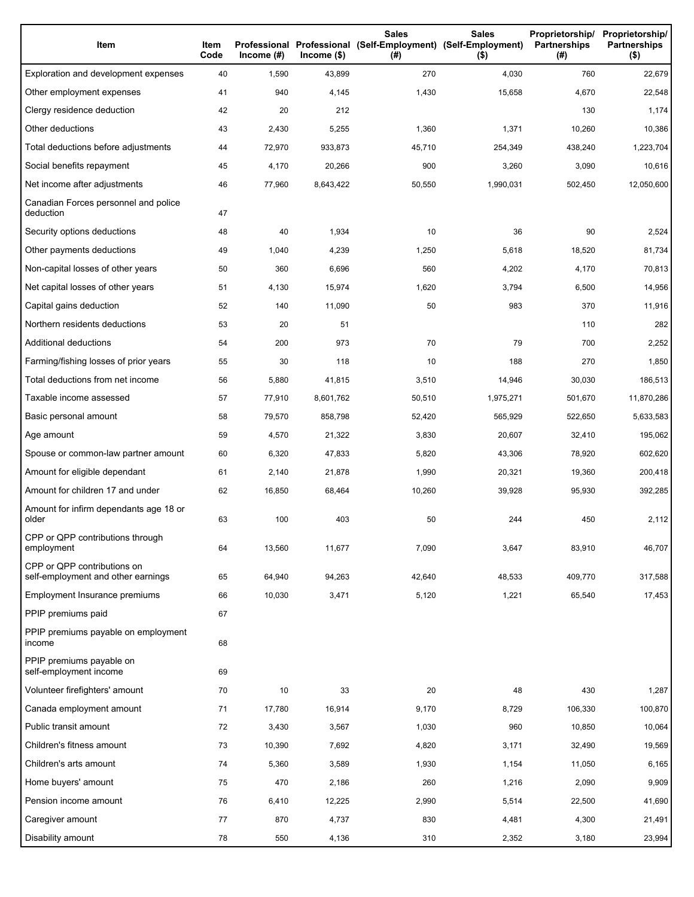| Item | Item Code | Professional Income (#) | Professional Income ($) | Sales (Self-Employment) (#) | Sales (Self-Employment) ($) | Proprietorship/ Partnerships (#) | Proprietorship/ Partnerships ($) |
|---|---|---|---|---|---|---|---|
| Exploration and development expenses | 40 | 1,590 | 43,899 | 270 | 4,030 | 760 | 22,679 |
| Other employment expenses | 41 | 940 | 4,145 | 1,430 | 15,658 | 4,670 | 22,548 |
| Clergy residence deduction | 42 | 20 | 212 | | | 130 | 1,174 |
| Other deductions | 43 | 2,430 | 5,255 | 1,360 | 1,371 | 10,260 | 10,386 |
| Total deductions before adjustments | 44 | 72,970 | 933,873 | 45,710 | 254,349 | 438,240 | 1,223,704 |
| Social benefits repayment | 45 | 4,170 | 20,266 | 900 | 3,260 | 3,090 | 10,616 |
| Net income after adjustments | 46 | 77,960 | 8,643,422 | 50,550 | 1,990,031 | 502,450 | 12,050,600 |
| Canadian Forces personnel and police deduction | 47 | | | | | | |
| Security options deductions | 48 | 40 | 1,934 | 10 | 36 | 90 | 2,524 |
| Other payments deductions | 49 | 1,040 | 4,239 | 1,250 | 5,618 | 18,520 | 81,734 |
| Non-capital losses of other years | 50 | 360 | 6,696 | 560 | 4,202 | 4,170 | 70,813 |
| Net capital losses of other years | 51 | 4,130 | 15,974 | 1,620 | 3,794 | 6,500 | 14,956 |
| Capital gains deduction | 52 | 140 | 11,090 | 50 | 983 | 370 | 11,916 |
| Northern residents deductions | 53 | 20 | 51 | | | 110 | 282 |
| Additional deductions | 54 | 200 | 973 | 70 | 79 | 700 | 2,252 |
| Farming/fishing losses of prior years | 55 | 30 | 118 | 10 | 188 | 270 | 1,850 |
| Total deductions from net income | 56 | 5,880 | 41,815 | 3,510 | 14,946 | 30,030 | 186,513 |
| Taxable income assessed | 57 | 77,910 | 8,601,762 | 50,510 | 1,975,271 | 501,670 | 11,870,286 |
| Basic personal amount | 58 | 79,570 | 858,798 | 52,420 | 565,929 | 522,650 | 5,633,583 |
| Age amount | 59 | 4,570 | 21,322 | 3,830 | 20,607 | 32,410 | 195,062 |
| Spouse or common-law partner amount | 60 | 6,320 | 47,833 | 5,820 | 43,306 | 78,920 | 602,620 |
| Amount for eligible dependant | 61 | 2,140 | 21,878 | 1,990 | 20,321 | 19,360 | 200,418 |
| Amount for children 17 and under | 62 | 16,850 | 68,464 | 10,260 | 39,928 | 95,930 | 392,285 |
| Amount for infirm dependants age 18 or older | 63 | 100 | 403 | 50 | 244 | 450 | 2,112 |
| CPP or QPP contributions through employment | 64 | 13,560 | 11,677 | 7,090 | 3,647 | 83,910 | 46,707 |
| CPP or QPP contributions on self-employment and other earnings | 65 | 64,940 | 94,263 | 42,640 | 48,533 | 409,770 | 317,588 |
| Employment Insurance premiums | 66 | 10,030 | 3,471 | 5,120 | 1,221 | 65,540 | 17,453 |
| PPIP premiums paid | 67 | | | | | | |
| PPIP premiums payable on employment income | 68 | | | | | | |
| PPIP premiums payable on self-employment income | 69 | | | | | | |
| Volunteer firefighters' amount | 70 | 10 | 33 | 20 | 48 | 430 | 1,287 |
| Canada employment amount | 71 | 17,780 | 16,914 | 9,170 | 8,729 | 106,330 | 100,870 |
| Public transit amount | 72 | 3,430 | 3,567 | 1,030 | 960 | 10,850 | 10,064 |
| Children's fitness amount | 73 | 10,390 | 7,692 | 4,820 | 3,171 | 32,490 | 19,569 |
| Children's arts amount | 74 | 5,360 | 3,589 | 1,930 | 1,154 | 11,050 | 6,165 |
| Home buyers' amount | 75 | 470 | 2,186 | 260 | 1,216 | 2,090 | 9,909 |
| Pension income amount | 76 | 6,410 | 12,225 | 2,990 | 5,514 | 22,500 | 41,690 |
| Caregiver amount | 77 | 870 | 4,737 | 830 | 4,481 | 4,300 | 21,491 |
| Disability amount | 78 | 550 | 4,136 | 310 | 2,352 | 3,180 | 23,994 |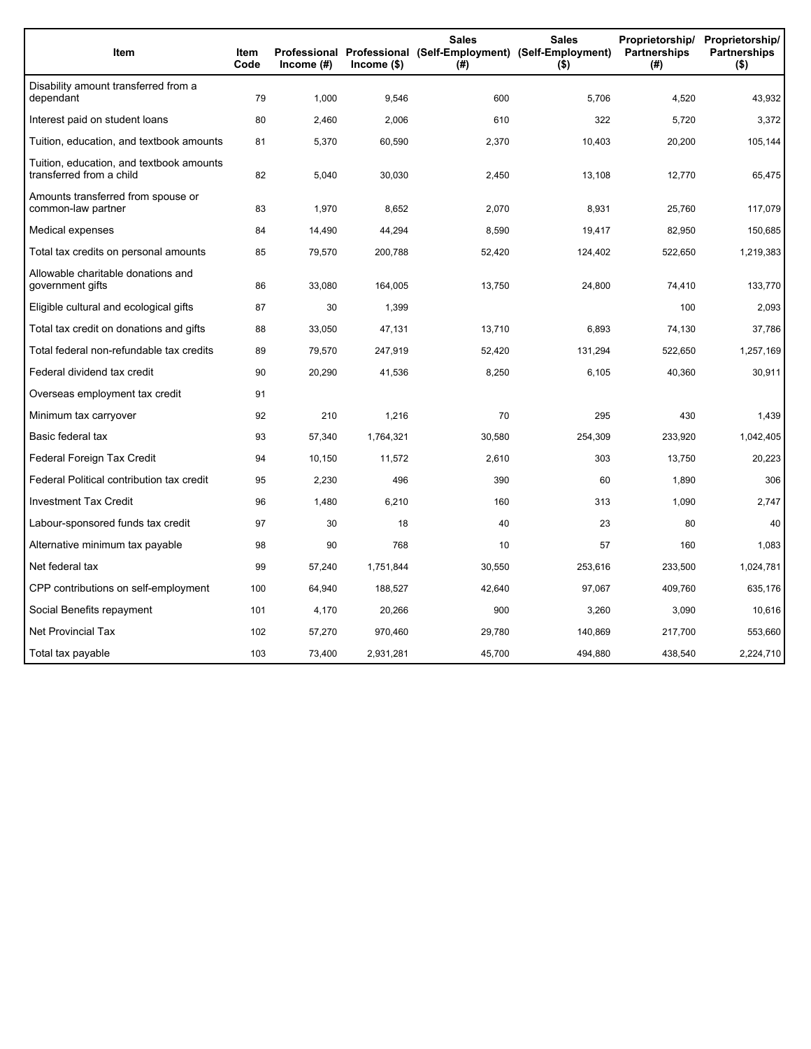| Item | Item Code | Professional Income (#) | Professional Income ($) | Sales (Self-Employment) (#) | Sales (Self-Employment) ($) | Proprietorship/ Partnerships (#) | Proprietorship/ Partnerships ($) |
|---|---|---|---|---|---|---|---|
| Disability amount transferred from a dependant | 79 | 1,000 | 9,546 | 600 | 5,706 | 4,520 | 43,932 |
| Interest paid on student loans | 80 | 2,460 | 2,006 | 610 | 322 | 5,720 | 3,372 |
| Tuition, education, and textbook amounts | 81 | 5,370 | 60,590 | 2,370 | 10,403 | 20,200 | 105,144 |
| Tuition, education, and textbook amounts transferred from a child | 82 | 5,040 | 30,030 | 2,450 | 13,108 | 12,770 | 65,475 |
| Amounts transferred from spouse or common-law partner | 83 | 1,970 | 8,652 | 2,070 | 8,931 | 25,760 | 117,079 |
| Medical expenses | 84 | 14,490 | 44,294 | 8,590 | 19,417 | 82,950 | 150,685 |
| Total tax credits on personal amounts | 85 | 79,570 | 200,788 | 52,420 | 124,402 | 522,650 | 1,219,383 |
| Allowable charitable donations and government gifts | 86 | 33,080 | 164,005 | 13,750 | 24,800 | 74,410 | 133,770 |
| Eligible cultural and ecological gifts | 87 | 30 | 1,399 | | | 100 | 2,093 |
| Total tax credit on donations and gifts | 88 | 33,050 | 47,131 | 13,710 | 6,893 | 74,130 | 37,786 |
| Total federal non-refundable tax credits | 89 | 79,570 | 247,919 | 52,420 | 131,294 | 522,650 | 1,257,169 |
| Federal dividend tax credit | 90 | 20,290 | 41,536 | 8,250 | 6,105 | 40,360 | 30,911 |
| Overseas employment tax credit | 91 | | | | | | |
| Minimum tax carryover | 92 | 210 | 1,216 | 70 | 295 | 430 | 1,439 |
| Basic federal tax | 93 | 57,340 | 1,764,321 | 30,580 | 254,309 | 233,920 | 1,042,405 |
| Federal Foreign Tax Credit | 94 | 10,150 | 11,572 | 2,610 | 303 | 13,750 | 20,223 |
| Federal Political contribution tax credit | 95 | 2,230 | 496 | 390 | 60 | 1,890 | 306 |
| Investment Tax Credit | 96 | 1,480 | 6,210 | 160 | 313 | 1,090 | 2,747 |
| Labour-sponsored funds tax credit | 97 | 30 | 18 | 40 | 23 | 80 | 40 |
| Alternative minimum tax payable | 98 | 90 | 768 | 10 | 57 | 160 | 1,083 |
| Net federal tax | 99 | 57,240 | 1,751,844 | 30,550 | 253,616 | 233,500 | 1,024,781 |
| CPP contributions on self-employment | 100 | 64,940 | 188,527 | 42,640 | 97,067 | 409,760 | 635,176 |
| Social Benefits repayment | 101 | 4,170 | 20,266 | 900 | 3,260 | 3,090 | 10,616 |
| Net Provincial Tax | 102 | 57,270 | 970,460 | 29,780 | 140,869 | 217,700 | 553,660 |
| Total tax payable | 103 | 73,400 | 2,931,281 | 45,700 | 494,880 | 438,540 | 2,224,710 |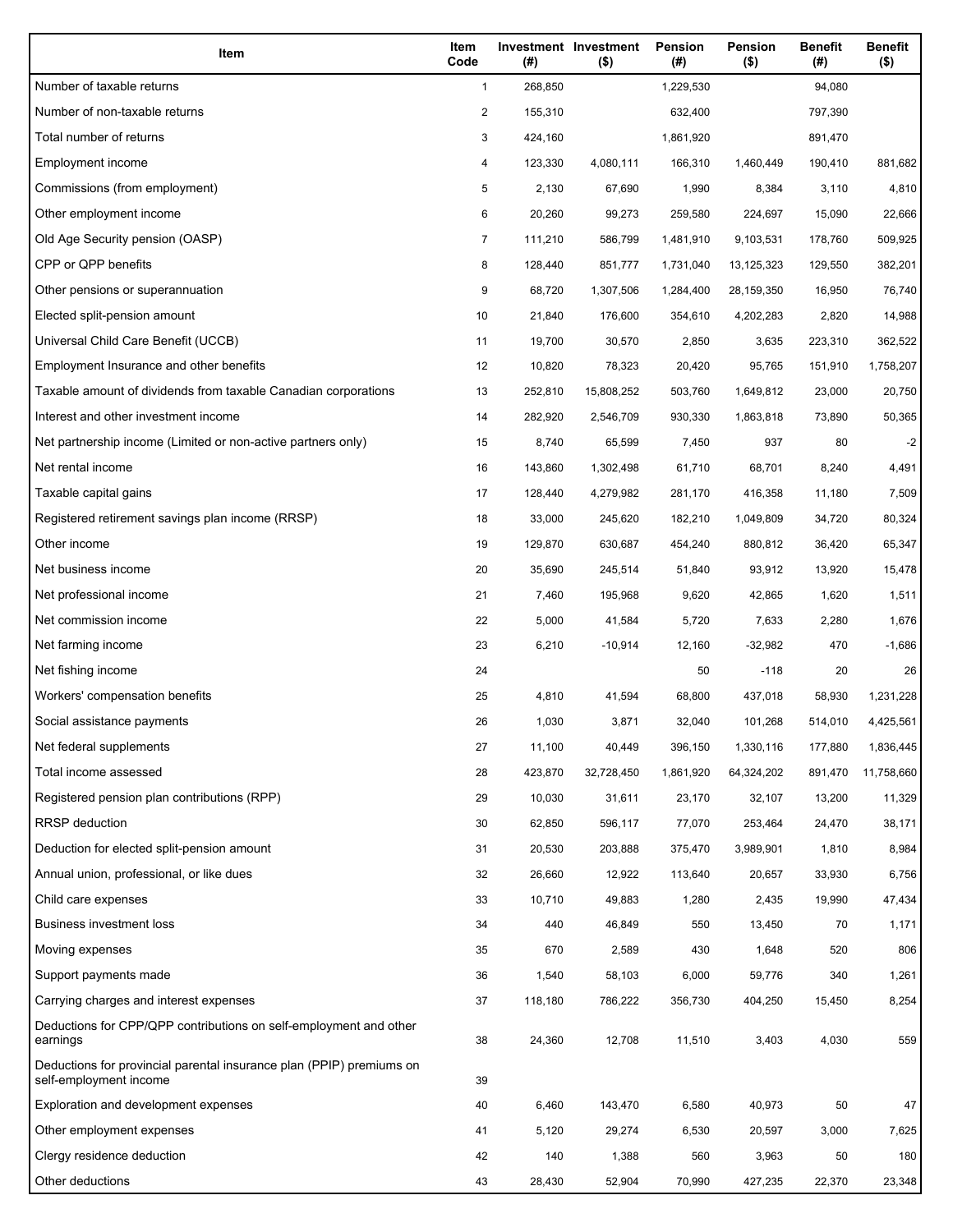| Item | Item Code | Investment (#) | Investment ($) | Pension (#) | Pension ($) | Benefit (#) | Benefit ($) |
| --- | --- | --- | --- | --- | --- | --- | --- |
| Number of taxable returns | 1 | 268,850 | | 1,229,530 | | 94,080 | |
| Number of non-taxable returns | 2 | 155,310 | | 632,400 | | 797,390 | |
| Total number of returns | 3 | 424,160 | | 1,861,920 | | 891,470 | |
| Employment income | 4 | 123,330 | 4,080,111 | 166,310 | 1,460,449 | 190,410 | 881,682 |
| Commissions (from employment) | 5 | 2,130 | 67,690 | 1,990 | 8,384 | 3,110 | 4,810 |
| Other employment income | 6 | 20,260 | 99,273 | 259,580 | 224,697 | 15,090 | 22,666 |
| Old Age Security pension (OASP) | 7 | 111,210 | 586,799 | 1,481,910 | 9,103,531 | 178,760 | 509,925 |
| CPP or QPP benefits | 8 | 128,440 | 851,777 | 1,731,040 | 13,125,323 | 129,550 | 382,201 |
| Other pensions or superannuation | 9 | 68,720 | 1,307,506 | 1,284,400 | 28,159,350 | 16,950 | 76,740 |
| Elected split-pension amount | 10 | 21,840 | 176,600 | 354,610 | 4,202,283 | 2,820 | 14,988 |
| Universal Child Care Benefit (UCCB) | 11 | 19,700 | 30,570 | 2,850 | 3,635 | 223,310 | 362,522 |
| Employment Insurance and other benefits | 12 | 10,820 | 78,323 | 20,420 | 95,765 | 151,910 | 1,758,207 |
| Taxable amount of dividends from taxable Canadian corporations | 13 | 252,810 | 15,808,252 | 503,760 | 1,649,812 | 23,000 | 20,750 |
| Interest and other investment income | 14 | 282,920 | 2,546,709 | 930,330 | 1,863,818 | 73,890 | 50,365 |
| Net partnership income (Limited or non-active partners only) | 15 | 8,740 | 65,599 | 7,450 | 937 | 80 | -2 |
| Net rental income | 16 | 143,860 | 1,302,498 | 61,710 | 68,701 | 8,240 | 4,491 |
| Taxable capital gains | 17 | 128,440 | 4,279,982 | 281,170 | 416,358 | 11,180 | 7,509 |
| Registered retirement savings plan income (RRSP) | 18 | 33,000 | 245,620 | 182,210 | 1,049,809 | 34,720 | 80,324 |
| Other income | 19 | 129,870 | 630,687 | 454,240 | 880,812 | 36,420 | 65,347 |
| Net business income | 20 | 35,690 | 245,514 | 51,840 | 93,912 | 13,920 | 15,478 |
| Net professional income | 21 | 7,460 | 195,968 | 9,620 | 42,865 | 1,620 | 1,511 |
| Net commission income | 22 | 5,000 | 41,584 | 5,720 | 7,633 | 2,280 | 1,676 |
| Net farming income | 23 | 6,210 | -10,914 | 12,160 | -32,982 | 470 | -1,686 |
| Net fishing income | 24 | | | 50 | -118 | 20 | 26 |
| Workers' compensation benefits | 25 | 4,810 | 41,594 | 68,800 | 437,018 | 58,930 | 1,231,228 |
| Social assistance payments | 26 | 1,030 | 3,871 | 32,040 | 101,268 | 514,010 | 4,425,561 |
| Net federal supplements | 27 | 11,100 | 40,449 | 396,150 | 1,330,116 | 177,880 | 1,836,445 |
| Total income assessed | 28 | 423,870 | 32,728,450 | 1,861,920 | 64,324,202 | 891,470 | 11,758,660 |
| Registered pension plan contributions (RPP) | 29 | 10,030 | 31,611 | 23,170 | 32,107 | 13,200 | 11,329 |
| RRSP deduction | 30 | 62,850 | 596,117 | 77,070 | 253,464 | 24,470 | 38,171 |
| Deduction for elected split-pension amount | 31 | 20,530 | 203,888 | 375,470 | 3,989,901 | 1,810 | 8,984 |
| Annual union, professional, or like dues | 32 | 26,660 | 12,922 | 113,640 | 20,657 | 33,930 | 6,756 |
| Child care expenses | 33 | 10,710 | 49,883 | 1,280 | 2,435 | 19,990 | 47,434 |
| Business investment loss | 34 | 440 | 46,849 | 550 | 13,450 | 70 | 1,171 |
| Moving expenses | 35 | 670 | 2,589 | 430 | 1,648 | 520 | 806 |
| Support payments made | 36 | 1,540 | 58,103 | 6,000 | 59,776 | 340 | 1,261 |
| Carrying charges and interest expenses | 37 | 118,180 | 786,222 | 356,730 | 404,250 | 15,450 | 8,254 |
| Deductions for CPP/QPP contributions on self-employment and other earnings | 38 | 24,360 | 12,708 | 11,510 | 3,403 | 4,030 | 559 |
| Deductions for provincial parental insurance plan (PPIP) premiums on self-employment income | 39 | | | | | | |
| Exploration and development expenses | 40 | 6,460 | 143,470 | 6,580 | 40,973 | 50 | 47 |
| Other employment expenses | 41 | 5,120 | 29,274 | 6,530 | 20,597 | 3,000 | 7,625 |
| Clergy residence deduction | 42 | 140 | 1,388 | 560 | 3,963 | 50 | 180 |
| Other deductions | 43 | 28,430 | 52,904 | 70,990 | 427,235 | 22,370 | 23,348 |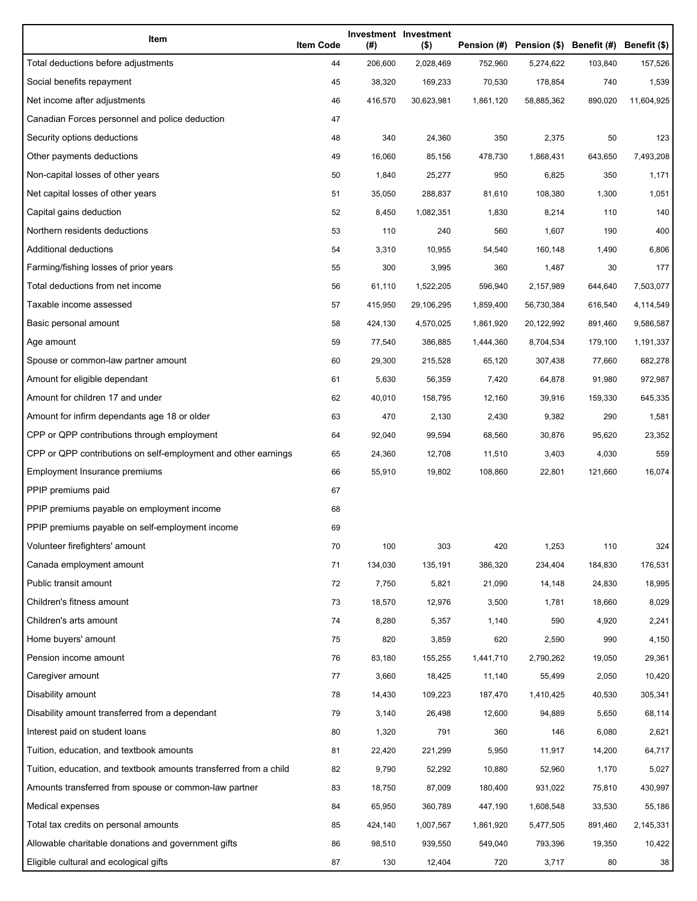| Item | Item Code | Investment (#) | Investment ($) | Pension (#) | Pension ($) | Benefit (#) | Benefit ($) |
| --- | --- | --- | --- | --- | --- | --- | --- |
| Total deductions before adjustments | 44 | 206,600 | 2,028,469 | 752,960 | 5,274,622 | 103,840 | 157,526 |
| Social benefits repayment | 45 | 38,320 | 169,233 | 70,530 | 178,854 | 740 | 1,539 |
| Net income after adjustments | 46 | 416,570 | 30,623,981 | 1,861,120 | 58,885,362 | 890,020 | 11,604,925 |
| Canadian Forces personnel and police deduction | 47 | | | | | | |
| Security options deductions | 48 | 340 | 24,360 | 350 | 2,375 | 50 | 123 |
| Other payments deductions | 49 | 16,060 | 85,156 | 478,730 | 1,868,431 | 643,650 | 7,493,208 |
| Non-capital losses of other years | 50 | 1,840 | 25,277 | 950 | 6,825 | 350 | 1,171 |
| Net capital losses of other years | 51 | 35,050 | 288,837 | 81,610 | 108,380 | 1,300 | 1,051 |
| Capital gains deduction | 52 | 8,450 | 1,082,351 | 1,830 | 8,214 | 110 | 140 |
| Northern residents deductions | 53 | 110 | 240 | 560 | 1,607 | 190 | 400 |
| Additional deductions | 54 | 3,310 | 10,955 | 54,540 | 160,148 | 1,490 | 6,806 |
| Farming/fishing losses of prior years | 55 | 300 | 3,995 | 360 | 1,487 | 30 | 177 |
| Total deductions from net income | 56 | 61,110 | 1,522,205 | 596,940 | 2,157,989 | 644,640 | 7,503,077 |
| Taxable income assessed | 57 | 415,950 | 29,106,295 | 1,859,400 | 56,730,384 | 616,540 | 4,114,549 |
| Basic personal amount | 58 | 424,130 | 4,570,025 | 1,861,920 | 20,122,992 | 891,460 | 9,586,587 |
| Age amount | 59 | 77,540 | 386,885 | 1,444,360 | 8,704,534 | 179,100 | 1,191,337 |
| Spouse or common-law partner amount | 60 | 29,300 | 215,528 | 65,120 | 307,438 | 77,660 | 682,278 |
| Amount for eligible dependant | 61 | 5,630 | 56,359 | 7,420 | 64,878 | 91,980 | 972,987 |
| Amount for children 17 and under | 62 | 40,010 | 158,795 | 12,160 | 39,916 | 159,330 | 645,335 |
| Amount for infirm dependants age 18 or older | 63 | 470 | 2,130 | 2,430 | 9,382 | 290 | 1,581 |
| CPP or QPP contributions through employment | 64 | 92,040 | 99,594 | 68,560 | 30,876 | 95,620 | 23,352 |
| CPP or QPP contributions on self-employment and other earnings | 65 | 24,360 | 12,708 | 11,510 | 3,403 | 4,030 | 559 |
| Employment Insurance premiums | 66 | 55,910 | 19,802 | 108,860 | 22,801 | 121,660 | 16,074 |
| PPIP premiums paid | 67 | | | | | | |
| PPIP premiums payable on employment income | 68 | | | | | | |
| PPIP premiums payable on self-employment income | 69 | | | | | | |
| Volunteer firefighters' amount | 70 | 100 | 303 | 420 | 1,253 | 110 | 324 |
| Canada employment amount | 71 | 134,030 | 135,191 | 386,320 | 234,404 | 184,830 | 176,531 |
| Public transit amount | 72 | 7,750 | 5,821 | 21,090 | 14,148 | 24,830 | 18,995 |
| Children's fitness amount | 73 | 18,570 | 12,976 | 3,500 | 1,781 | 18,660 | 8,029 |
| Children's arts amount | 74 | 8,280 | 5,357 | 1,140 | 590 | 4,920 | 2,241 |
| Home buyers' amount | 75 | 820 | 3,859 | 620 | 2,590 | 990 | 4,150 |
| Pension income amount | 76 | 83,180 | 155,255 | 1,441,710 | 2,790,262 | 19,050 | 29,361 |
| Caregiver amount | 77 | 3,660 | 18,425 | 11,140 | 55,499 | 2,050 | 10,420 |
| Disability amount | 78 | 14,430 | 109,223 | 187,470 | 1,410,425 | 40,530 | 305,341 |
| Disability amount transferred from a dependant | 79 | 3,140 | 26,498 | 12,600 | 94,889 | 5,650 | 68,114 |
| Interest paid on student loans | 80 | 1,320 | 791 | 360 | 146 | 6,080 | 2,621 |
| Tuition, education, and textbook amounts | 81 | 22,420 | 221,299 | 5,950 | 11,917 | 14,200 | 64,717 |
| Tuition, education, and textbook amounts transferred from a child | 82 | 9,790 | 52,292 | 10,880 | 52,960 | 1,170 | 5,027 |
| Amounts transferred from spouse or common-law partner | 83 | 18,750 | 87,009 | 180,400 | 931,022 | 75,810 | 430,997 |
| Medical expenses | 84 | 65,950 | 360,789 | 447,190 | 1,608,548 | 33,530 | 55,186 |
| Total tax credits on personal amounts | 85 | 424,140 | 1,007,567 | 1,861,920 | 5,477,505 | 891,460 | 2,145,331 |
| Allowable charitable donations and government gifts | 86 | 98,510 | 939,550 | 549,040 | 793,396 | 19,350 | 10,422 |
| Eligible cultural and ecological gifts | 87 | 130 | 12,404 | 720 | 3,717 | 80 | 38 |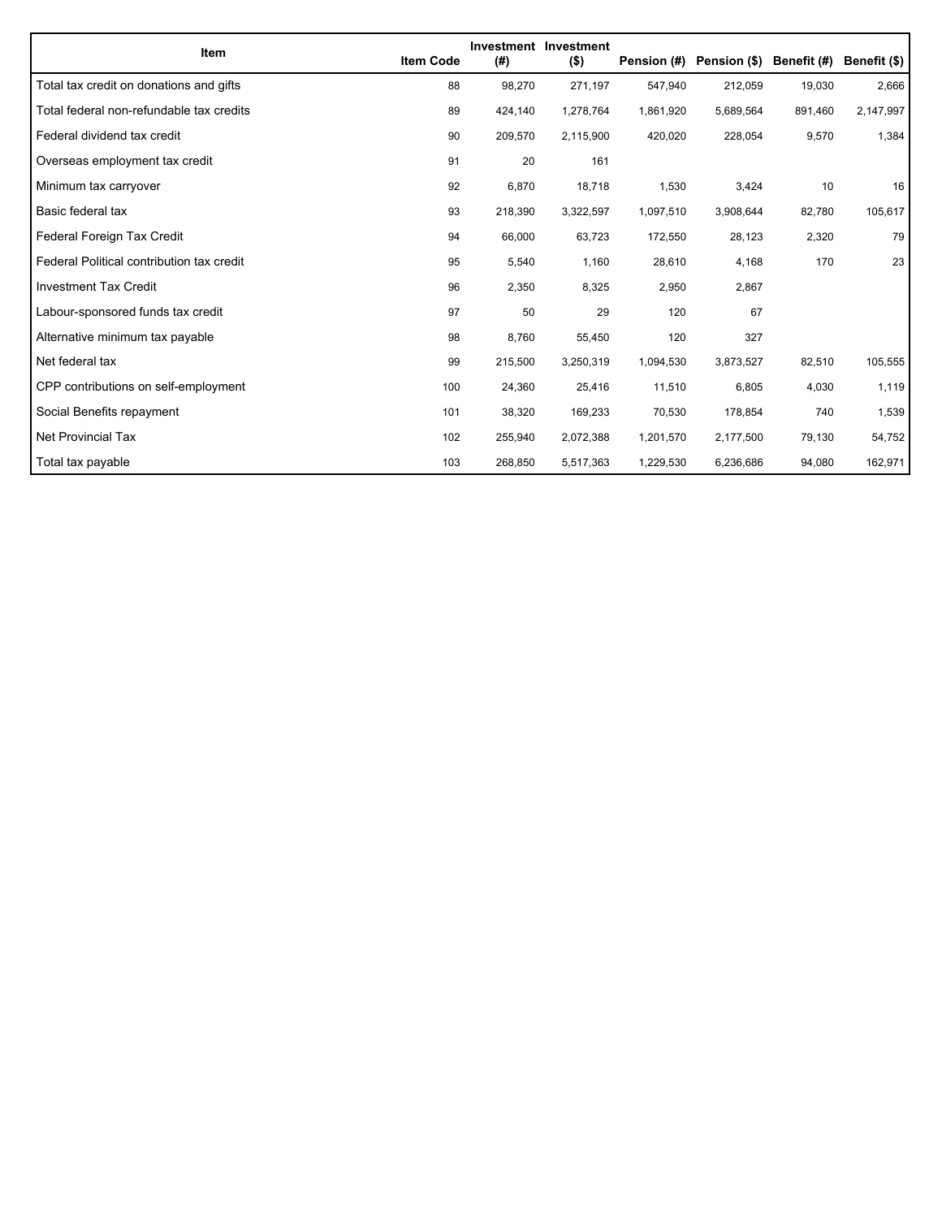| Item | Item Code | Investment (#) | Investment ($) | Pension (#) | Pension ($) | Benefit (#) | Benefit ($) |
|---|---|---|---|---|---|---|---|
| Total tax credit on donations and gifts | 88 | 98,270 | 271,197 | 547,940 | 212,059 | 19,030 | 2,666 |
| Total federal non-refundable tax credits | 89 | 424,140 | 1,278,764 | 1,861,920 | 5,689,564 | 891,460 | 2,147,997 |
| Federal dividend tax credit | 90 | 209,570 | 2,115,900 | 420,020 | 228,054 | 9,570 | 1,384 |
| Overseas employment tax credit | 91 | 20 | 161 | | | | |
| Minimum tax carryover | 92 | 6,870 | 18,718 | 1,530 | 3,424 | 10 | 16 |
| Basic federal tax | 93 | 218,390 | 3,322,597 | 1,097,510 | 3,908,644 | 82,780 | 105,617 |
| Federal Foreign Tax Credit | 94 | 66,000 | 63,723 | 172,550 | 28,123 | 2,320 | 79 |
| Federal Political contribution tax credit | 95 | 5,540 | 1,160 | 28,610 | 4,168 | 170 | 23 |
| Investment Tax Credit | 96 | 2,350 | 8,325 | 2,950 | 2,867 | | |
| Labour-sponsored funds tax credit | 97 | 50 | 29 | 120 | 67 | | |
| Alternative minimum tax payable | 98 | 8,760 | 55,450 | 120 | 327 | | |
| Net federal tax | 99 | 215,500 | 3,250,319 | 1,094,530 | 3,873,527 | 82,510 | 105,555 |
| CPP contributions on self-employment | 100 | 24,360 | 25,416 | 11,510 | 6,805 | 4,030 | 1,119 |
| Social Benefits repayment | 101 | 38,320 | 169,233 | 70,530 | 178,854 | 740 | 1,539 |
| Net Provincial Tax | 102 | 255,940 | 2,072,388 | 1,201,570 | 2,177,500 | 79,130 | 54,752 |
| Total tax payable | 103 | 268,850 | 5,517,363 | 1,229,530 | 6,236,686 | 94,080 | 162,971 |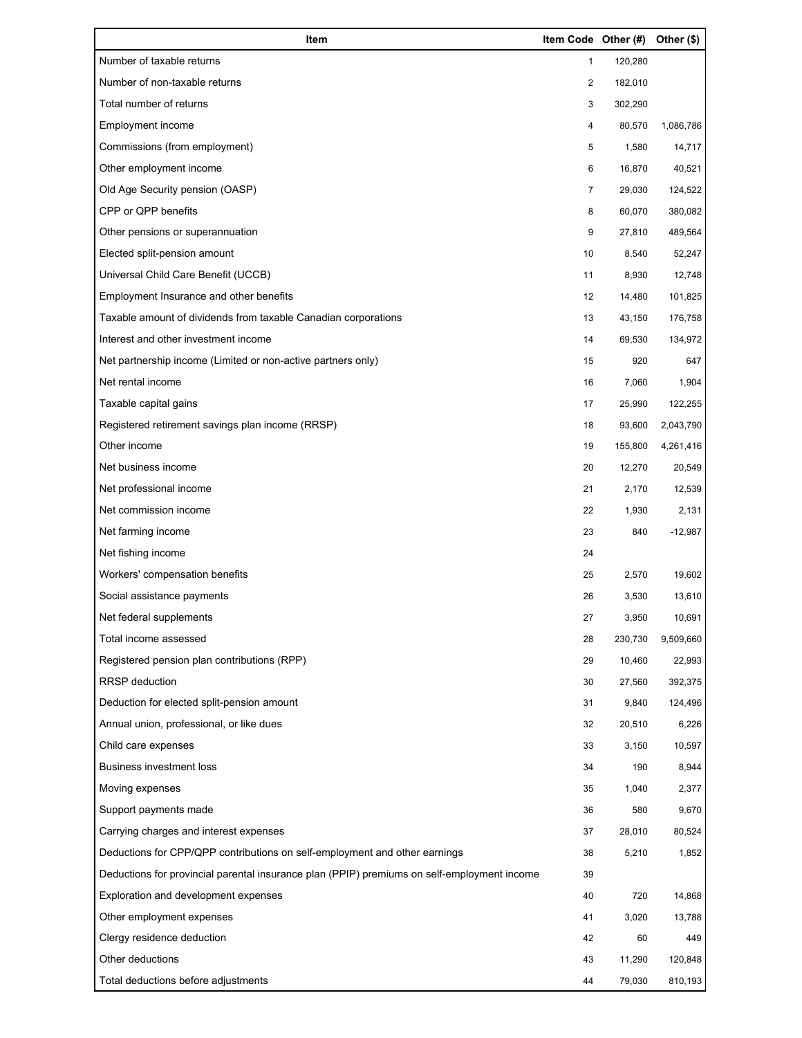| Item | Item Code | Other (#) | Other ($) |
| --- | --- | --- | --- |
| Number of taxable returns | 1 | 120,280 | |
| Number of non-taxable returns | 2 | 182,010 | |
| Total number of returns | 3 | 302,290 | |
| Employment income | 4 | 80,570 | 1,086,786 |
| Commissions (from employment) | 5 | 1,580 | 14,717 |
| Other employment income | 6 | 16,870 | 40,521 |
| Old Age Security pension (OASP) | 7 | 29,030 | 124,522 |
| CPP or QPP benefits | 8 | 60,070 | 380,082 |
| Other pensions or superannuation | 9 | 27,810 | 489,564 |
| Elected split-pension amount | 10 | 8,540 | 52,247 |
| Universal Child Care Benefit (UCCB) | 11 | 8,930 | 12,748 |
| Employment Insurance and other benefits | 12 | 14,480 | 101,825 |
| Taxable amount of dividends from taxable Canadian corporations | 13 | 43,150 | 176,758 |
| Interest and other investment income | 14 | 69,530 | 134,972 |
| Net partnership income (Limited or non-active partners only) | 15 | 920 | 647 |
| Net rental income | 16 | 7,060 | 1,904 |
| Taxable capital gains | 17 | 25,990 | 122,255 |
| Registered retirement savings plan income (RRSP) | 18 | 93,600 | 2,043,790 |
| Other income | 19 | 155,800 | 4,261,416 |
| Net business income | 20 | 12,270 | 20,549 |
| Net professional income | 21 | 2,170 | 12,539 |
| Net commission income | 22 | 1,930 | 2,131 |
| Net farming income | 23 | 840 | -12,987 |
| Net fishing income | 24 | | |
| Workers' compensation benefits | 25 | 2,570 | 19,602 |
| Social assistance payments | 26 | 3,530 | 13,610 |
| Net federal supplements | 27 | 3,950 | 10,691 |
| Total income assessed | 28 | 230,730 | 9,509,660 |
| Registered pension plan contributions (RPP) | 29 | 10,460 | 22,993 |
| RRSP deduction | 30 | 27,560 | 392,375 |
| Deduction for elected split-pension amount | 31 | 9,840 | 124,496 |
| Annual union, professional, or like dues | 32 | 20,510 | 6,226 |
| Child care expenses | 33 | 3,150 | 10,597 |
| Business investment loss | 34 | 190 | 8,944 |
| Moving expenses | 35 | 1,040 | 2,377 |
| Support payments made | 36 | 580 | 9,670 |
| Carrying charges and interest expenses | 37 | 28,010 | 80,524 |
| Deductions for CPP/QPP contributions on self-employment and other earnings | 38 | 5,210 | 1,852 |
| Deductions for provincial parental insurance plan (PPIP) premiums on self-employment income | 39 | | |
| Exploration and development expenses | 40 | 720 | 14,868 |
| Other employment expenses | 41 | 3,020 | 13,788 |
| Clergy residence deduction | 42 | 60 | 449 |
| Other deductions | 43 | 11,290 | 120,848 |
| Total deductions before adjustments | 44 | 79,030 | 810,193 |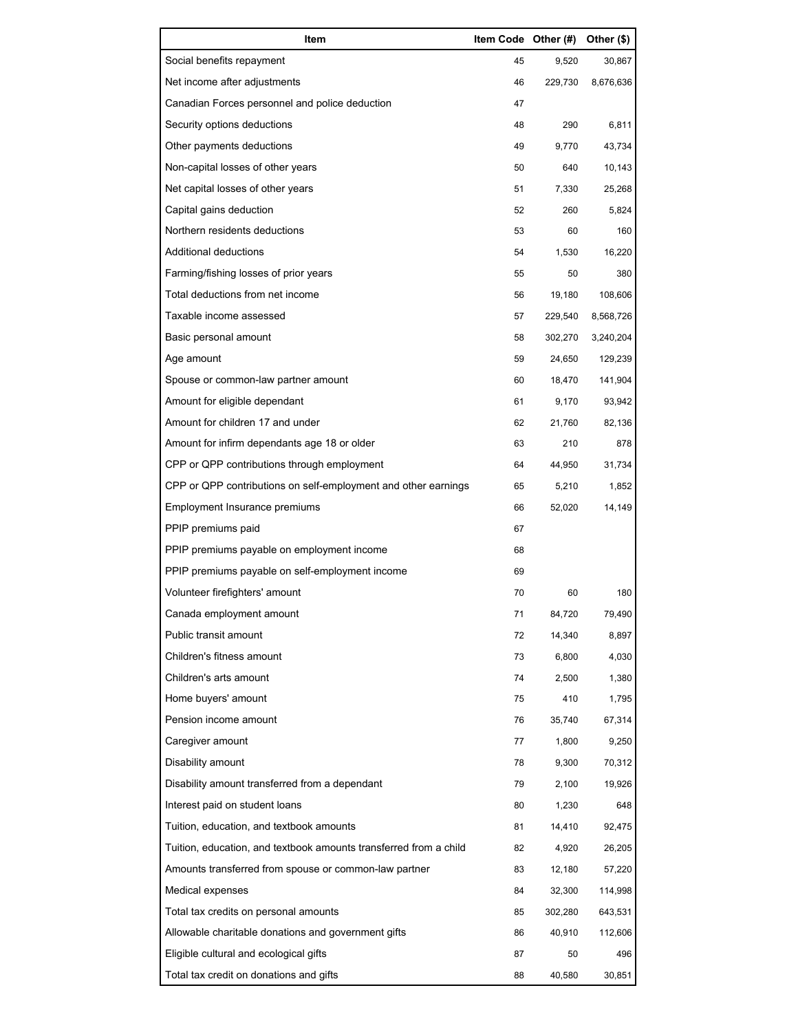| Item | Item Code | Other (#) | Other ($) |
| --- | --- | --- | --- |
| Social benefits repayment | 45 | 9,520 | 30,867 |
| Net income after adjustments | 46 | 229,730 | 8,676,636 |
| Canadian Forces personnel and police deduction | 47 | | |
| Security options deductions | 48 | 290 | 6,811 |
| Other payments deductions | 49 | 9,770 | 43,734 |
| Non-capital losses of other years | 50 | 640 | 10,143 |
| Net capital losses of other years | 51 | 7,330 | 25,268 |
| Capital gains deduction | 52 | 260 | 5,824 |
| Northern residents deductions | 53 | 60 | 160 |
| Additional deductions | 54 | 1,530 | 16,220 |
| Farming/fishing losses of prior years | 55 | 50 | 380 |
| Total deductions from net income | 56 | 19,180 | 108,606 |
| Taxable income assessed | 57 | 229,540 | 8,568,726 |
| Basic personal amount | 58 | 302,270 | 3,240,204 |
| Age amount | 59 | 24,650 | 129,239 |
| Spouse or common-law partner amount | 60 | 18,470 | 141,904 |
| Amount for eligible dependant | 61 | 9,170 | 93,942 |
| Amount for children 17 and under | 62 | 21,760 | 82,136 |
| Amount for infirm dependants age 18 or older | 63 | 210 | 878 |
| CPP or QPP contributions through employment | 64 | 44,950 | 31,734 |
| CPP or QPP contributions on self-employment and other earnings | 65 | 5,210 | 1,852 |
| Employment Insurance premiums | 66 | 52,020 | 14,149 |
| PPIP premiums paid | 67 | | |
| PPIP premiums payable on employment income | 68 | | |
| PPIP premiums payable on self-employment income | 69 | | |
| Volunteer firefighters' amount | 70 | 60 | 180 |
| Canada employment amount | 71 | 84,720 | 79,490 |
| Public transit amount | 72 | 14,340 | 8,897 |
| Children's fitness amount | 73 | 6,800 | 4,030 |
| Children's arts amount | 74 | 2,500 | 1,380 |
| Home buyers' amount | 75 | 410 | 1,795 |
| Pension income amount | 76 | 35,740 | 67,314 |
| Caregiver amount | 77 | 1,800 | 9,250 |
| Disability amount | 78 | 9,300 | 70,312 |
| Disability amount transferred from a dependant | 79 | 2,100 | 19,926 |
| Interest paid on student loans | 80 | 1,230 | 648 |
| Tuition, education, and textbook amounts | 81 | 14,410 | 92,475 |
| Tuition, education, and textbook amounts transferred from a child | 82 | 4,920 | 26,205 |
| Amounts transferred from spouse or common-law partner | 83 | 12,180 | 57,220 |
| Medical expenses | 84 | 32,300 | 114,998 |
| Total tax credits on personal amounts | 85 | 302,280 | 643,531 |
| Allowable charitable donations and government gifts | 86 | 40,910 | 112,606 |
| Eligible cultural and ecological gifts | 87 | 50 | 496 |
| Total tax credit on donations and gifts | 88 | 40,580 | 30,851 |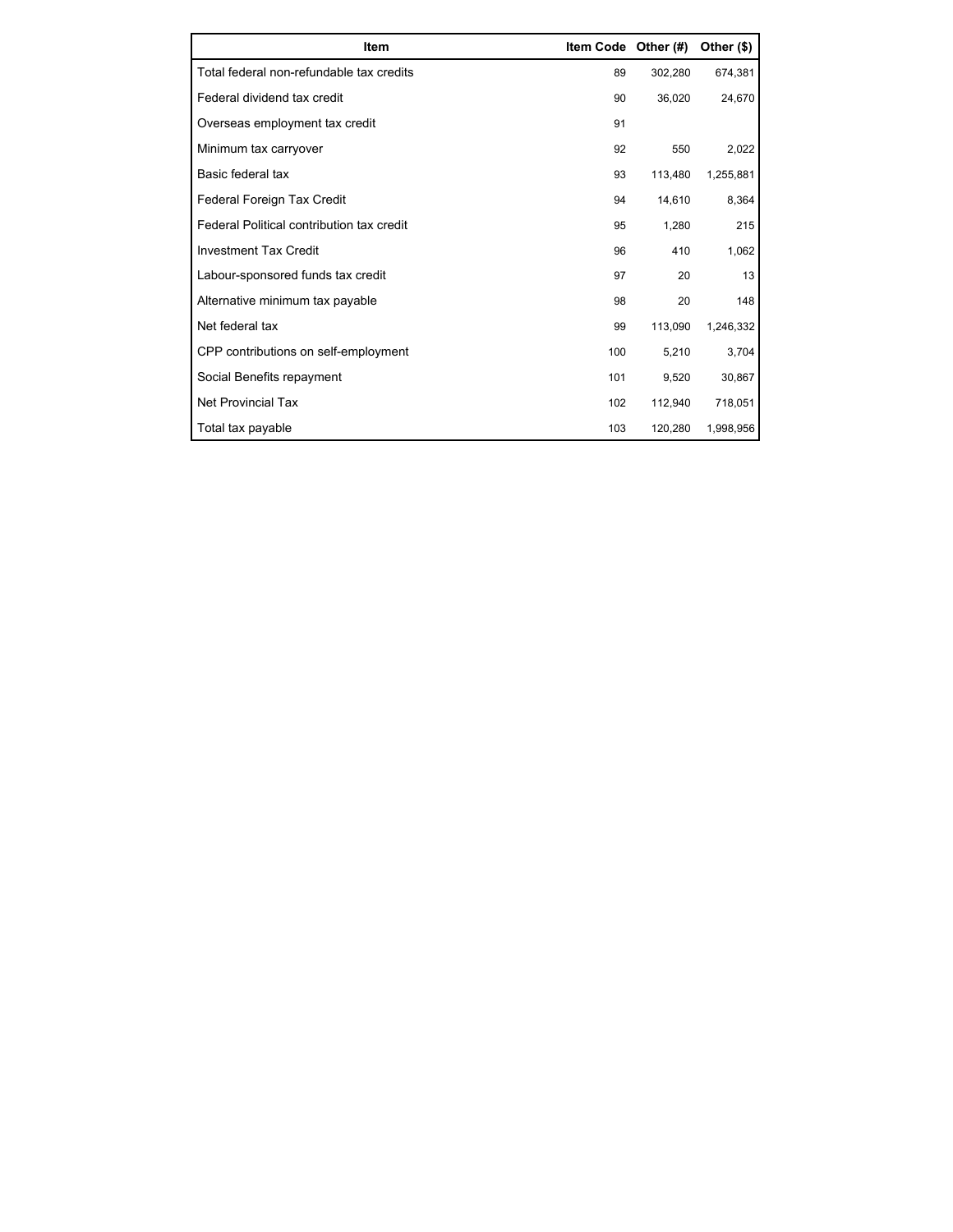| Item | Item Code | Other (#) | Other ($) |
| --- | --- | --- | --- |
| Total federal non-refundable tax credits | 89 | 302,280 | 674,381 |
| Federal dividend tax credit | 90 | 36,020 | 24,670 |
| Overseas employment tax credit | 91 | | |
| Minimum tax carryover | 92 | 550 | 2,022 |
| Basic federal tax | 93 | 113,480 | 1,255,881 |
| Federal Foreign Tax Credit | 94 | 14,610 | 8,364 |
| Federal Political contribution tax credit | 95 | 1,280 | 215 |
| Investment Tax Credit | 96 | 410 | 1,062 |
| Labour-sponsored funds tax credit | 97 | 20 | 13 |
| Alternative minimum tax payable | 98 | 20 | 148 |
| Net federal tax | 99 | 113,090 | 1,246,332 |
| CPP contributions on self-employment | 100 | 5,210 | 3,704 |
| Social Benefits repayment | 101 | 9,520 | 30,867 |
| Net Provincial Tax | 102 | 112,940 | 718,051 |
| Total tax payable | 103 | 120,280 | 1,998,956 |